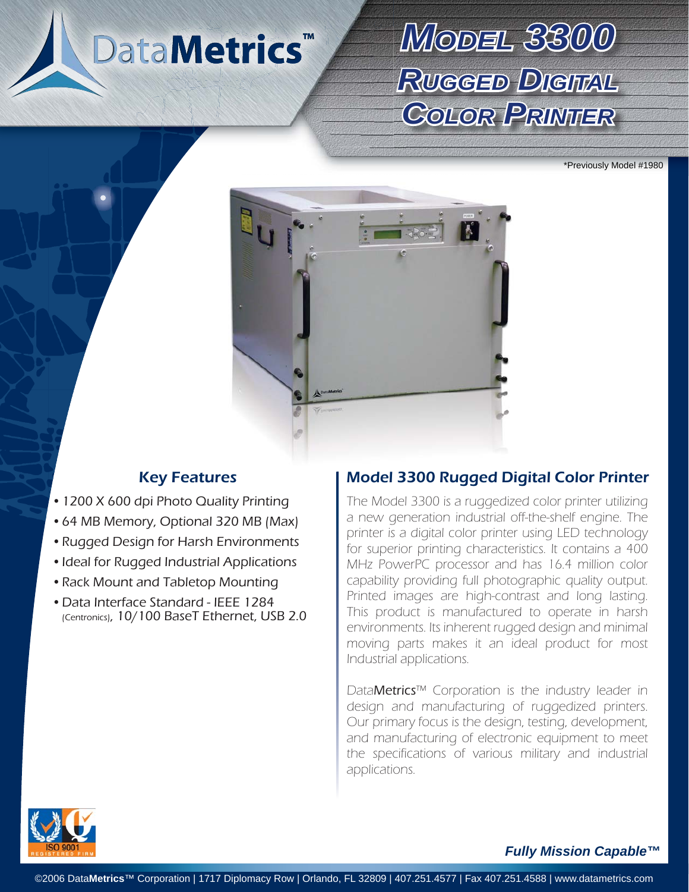# Model 3300 Rugged Digital Color Printer

*Previously Model #1980

## Key Features

- 1200 X 600 dpi Photo Quality Printing
- 64 MB Memory, Optional 320 MB (Max)
- Rugged Design for Harsh Environments
- Ideal for Rugged Industrial Applications
- Rack Mount and Tabletop Mounting
- Data Interface Standard - IEEE 1284 (Centronics), 10/100 BaseT Ethernet, USB 2.0

## Model 3300 Rugged Digital Color Printer

The Model 3300 is a ruggedized color printer utilizing a new generation industrial off-the-shelf engine. The printer is a digital color printer using LED technology for superior printing characteristics. It contains a 400 MHz PowerPC processor and has 16.4 million color capability providing full photographic quality output. Printed images are high-contrast and long lasting. This product is manufactured to operate in harsh environments. Its inherent rugged design and minimal moving parts makes it an ideal product for most Industrial applications.

DataMetrics™ Corporation is the industry leader in design and manufacturing of ruggedized printers. Our primary focus is the design, testing, development, and manufacturing of electronic equipment to meet the specifications of various military and industrial applications.

ISO 9001 REGISTERED FIRM

***Fully Mission Capable™***

©2006 DataMetrics™ Corporation | 1717 Diplomacy Row | Orlando, FL 32809 | 407.251.4577 | Fax 407.251.4588 | www.datametrics.com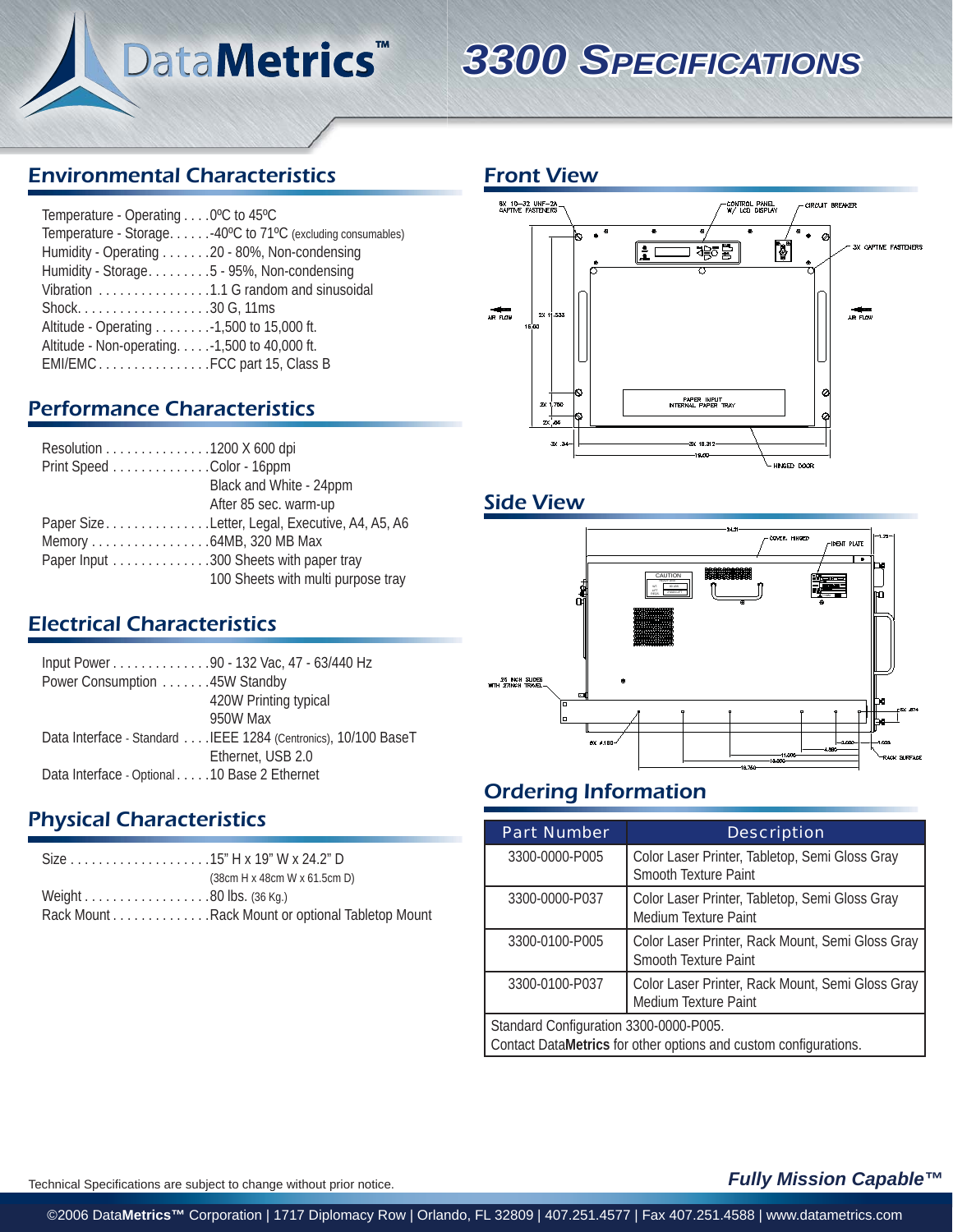# 3300 SPECIFICATIONS

## Environmental Characteristics

Temperature - Operating . . . .0ºC to 45ºC
Temperature - Storage. . . . . .-40ºC to 71ºC (excluding consumables)
Humidity - Operating . . . . . . .20 - 80%, Non-condensing
Humidity - Storage. . . . . . . . .5 - 95%, Non-condensing
Vibration . . . . . . . . . . . . . . . .1.1 G random and sinusoidal
Shock. . . . . . . . . . . . . . . . . . .30 G, 11ms
Altitude - Operating . . . . . . . .-1,500 to 15,000 ft.
Altitude - Non-operating. . . . .-1,500 to 40,000 ft.
EMI/EMC . . . . . . . . . . . . . . . .FCC part 15, Class B

## Performance Characteristics

Resolution . . . . . . . . . . . . . . .1200 X 600 dpi
Print Speed . . . . . . . . . . . . . .Color - 16ppm
Black and White - 24ppm
After 85 sec. warm-up
Paper Size. . . . . . . . . . . . . . .Letter, Legal, Executive, A4, A5, A6
Memory . . . . . . . . . . . . . . . . .64MB, 320 MB Max
Paper Input . . . . . . . . . . . . . .300 Sheets with paper tray
100 Sheets with multi purpose tray

## Electrical Characteristics

Input Power . . . . . . . . . . . . . .90 - 132 Vac, 47 - 63/440 Hz
Power Consumption . . . . . . .45W Standby
420W Printing typical
950W Max
Data Interface - Standard . . . .IEEE 1284 (Centronics), 10/100 BaseT Ethernet, USB 2.0
Data Interface - Optional . . . . .10 Base 2 Ethernet

## Physical Characteristics

Size . . . . . . . . . . . . . . . . . . . .15" H x 19" W x 24.2" D
(38cm H x 48cm W x 61.5cm D)
Weight . . . . . . . . . . . . . . . . . .80 lbs. (36 Kg.)
Rack Mount . . . . . . . . . . . . . .Rack Mount or optional Tabletop Mount

## Front View

8X 10-32 UNF-2A CAPTIVE FASTENERS
CONTROL PANEL W/ LCD DISPLAY
CIRCUIT BREAKER
3X CAPTIVE FASTENERS
AIR FLOW
AIR FLOW
2X 11.533
15.00
PAPER INPUT INTERNAL PAPER TRAY
2X 1.750
2X .56
3X .34
2X 18.312
19.00
HINGED DOOR

## Side View

24.21
COVER, HINGED
FRONT PLATE
1.75
CAUTION
26 INCH SLIDES WITH 27 INCH TRAVEL
6X .180
3.000
4.895
11.200
16.000
18.760
1.023
6X .374
RACK SURFACE

## Ordering Information

| Part Number | Description |
| --- | --- |
| 3300-0000-P005 | Color Laser Printer, Tabletop, Semi Gloss Gray Smooth Texture Paint |
| 3300-0000-P037 | Color Laser Printer, Tabletop, Semi Gloss Gray Medium Texture Paint |
| 3300-0100-P005 | Color Laser Printer, Rack Mount, Semi Gloss Gray Smooth Texture Paint |
| 3300-0100-P037 | Color Laser Printer, Rack Mount, Semi Gloss Gray Medium Texture Paint |
| Standard Configuration 3300-0000-P005. Contact Data**Metrics** for other options and custom configurations. | |

Technical Specifications are subject to change without prior notice.

***Fully Mission Capable™***

©2006 Data**Metrics™** Corporation | 1717 Diplomacy Row | Orlando, FL 32809 | 407.251.4577 | Fax 407.251.4588 | www.datametrics.com